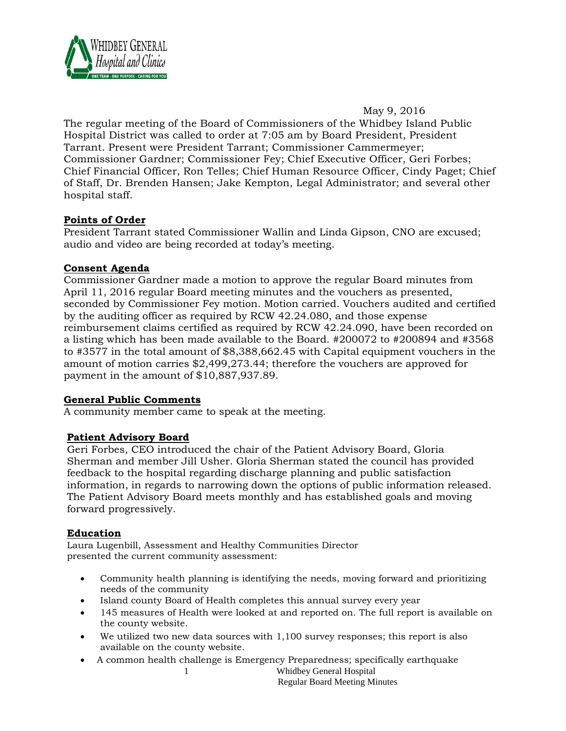May 9, 2016

The regular meeting of the Board of Commissioners of the Whidbey Island Public Hospital District was called to order at 7:05 am by Board President, President Tarrant. Present were President Tarrant; Commissioner Cammermeyer; Commissioner Gardner; Commissioner Fey; Chief Executive Officer, Geri Forbes; Chief Financial Officer, Ron Telles; Chief Human Resource Officer, Cindy Paget; Chief of Staff, Dr. Brenden Hansen; Jake Kempton, Legal Administrator; and several other hospital staff.

**Points of Order**

President Tarrant stated Commissioner Wallin and Linda Gipson, CNO are excused; audio and video are being recorded at today's meeting.

**Consent Agenda**

Commissioner Gardner made a motion to approve the regular Board minutes from April 11, 2016 regular Board meeting minutes and the vouchers as presented, seconded by Commissioner Fey motion. Motion carried. Vouchers audited and certified by the auditing officer as required by RCW 42.24.080, and those expense reimbursement claims certified as required by RCW 42.24.090, have been recorded on a listing which has been made available to the Board. #200072 to #200894 and #3568 to #3577 in the total amount of $8,388,662.45 with Capital equipment vouchers in the amount of motion carries $2,499,273.44; therefore the vouchers are approved for payment in the amount of $10,887,937.89.

**General Public Comments**

A community member came to speak at the meeting.

**Patient Advisory Board**

Geri Forbes, CEO introduced the chair of the Patient Advisory Board, Gloria Sherman and member Jill Usher. Gloria Sherman stated the council has provided feedback to the hospital regarding discharge planning and public satisfaction information, in regards to narrowing down the options of public information released. The Patient Advisory Board meets monthly and has established goals and moving forward progressively.

**Education**

Laura Lugenbill, Assessment and Healthy Communities Director presented the current community assessment:

- Community health planning is identifying the needs, moving forward and prioritizing needs of the community
- Island county Board of Health completes this annual survey every year
- 145 measures of Health were looked at and reported on. The full report is available on the county website.
- We utilized two new data sources with 1,100 survey responses; this report is also available on the county website.
- A common health challenge is Emergency Preparedness; specifically earthquake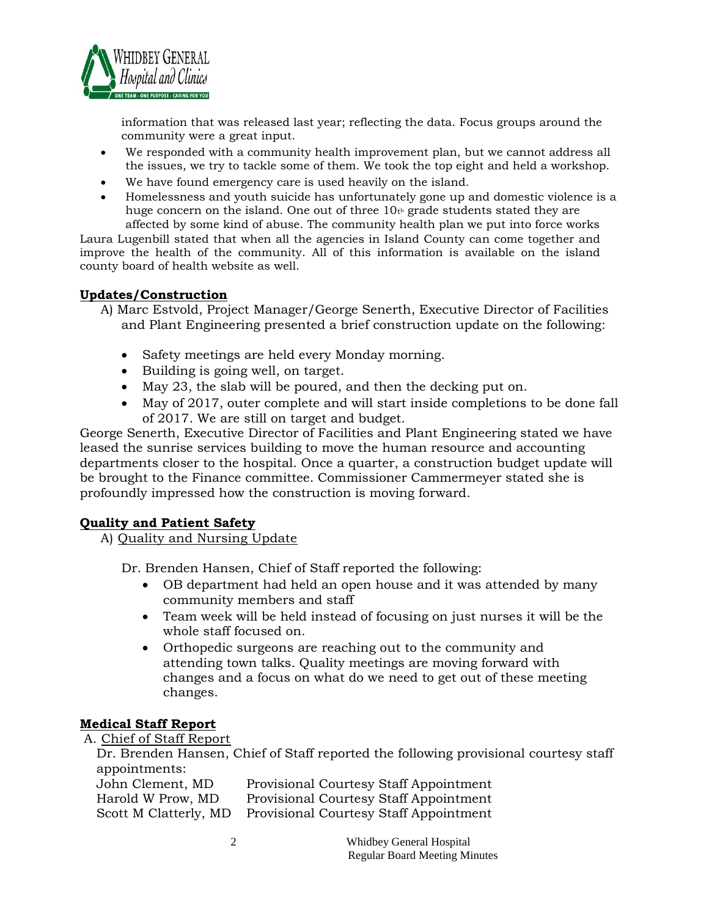information that was released last year; reflecting the data. Focus groups around the community were a great input.

- We responded with a community health improvement plan, but we cannot address all the issues, we try to tackle some of them. We took the top eight and held a workshop.
- We have found emergency care is used heavily on the island.
- Homelessness and youth suicide has unfortunately gone up and domestic violence is a huge concern on the island. One out of three 10th grade students stated they are affected by some kind of abuse. The community health plan we put into force works

Laura Lugenbill stated that when all the agencies in Island County can come together and improve the health of the community. All of this information is available on the island county board of health website as well.

**Updates/Construction**

A) Marc Estvold, Project Manager/George Senerth, Executive Director of Facilities and Plant Engineering presented a brief construction update on the following:

- Safety meetings are held every Monday morning.
- Building is going well, on target.
- May 23, the slab will be poured, and then the decking put on.
- May of 2017, outer complete and will start inside completions to be done fall of 2017. We are still on target and budget.

George Senerth, Executive Director of Facilities and Plant Engineering stated we have leased the sunrise services building to move the human resource and accounting departments closer to the hospital. Once a quarter, a construction budget update will be brought to the Finance committee. Commissioner Cammermeyer stated she is profoundly impressed how the construction is moving forward.

**Quality and Patient Safety**

A) Quality and Nursing Update

Dr. Brenden Hansen, Chief of Staff reported the following:

- OB department had held an open house and it was attended by many community members and staff
- Team week will be held instead of focusing on just nurses it will be the whole staff focused on.
- Orthopedic surgeons are reaching out to the community and attending town talks. Quality meetings are moving forward with changes and a focus on what do we need to get out of these meeting changes.

**Medical Staff Report**

A. Chief of Staff Report

Dr. Brenden Hansen, Chief of Staff reported the following provisional courtesy staff appointments:

| | |
|---|---|
| John Clement, MD | Provisional Courtesy Staff Appointment |
| Harold W Prow, MD | Provisional Courtesy Staff Appointment |
| Scott M Clatterly, MD | Provisional Courtesy Staff Appointment |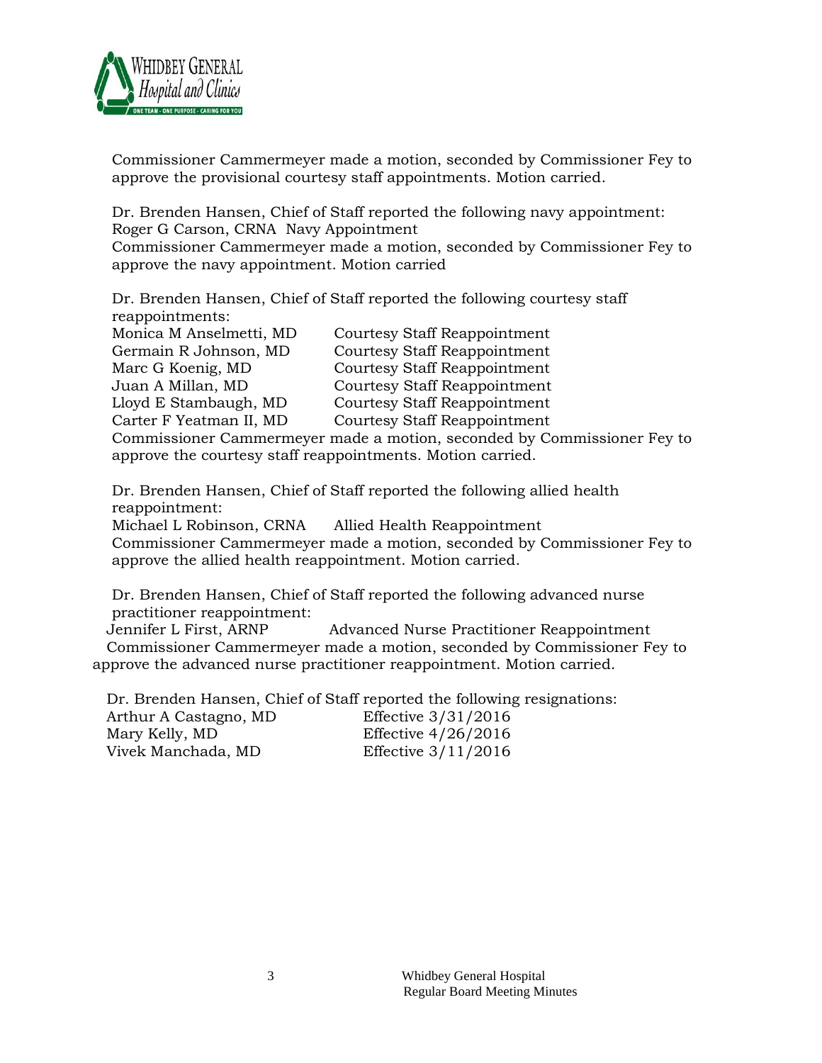Commissioner Cammermeyer made a motion, seconded by Commissioner Fey to approve the provisional courtesy staff appointments. Motion carried.

Dr. Brenden Hansen, Chief of Staff reported the following navy appointment:
Roger G Carson, CRNA Navy Appointment
Commissioner Cammermeyer made a motion, seconded by Commissioner Fey to approve the navy appointment. Motion carried

Dr. Brenden Hansen, Chief of Staff reported the following courtesy staff reappointments:

| | |
|---|---|
| Monica M Anselmetti, MD | Courtesy Staff Reappointment |
| Germain R Johnson, MD | Courtesy Staff Reappointment |
| Marc G Koenig, MD | Courtesy Staff Reappointment |
| Juan A Millan, MD | Courtesy Staff Reappointment |
| Lloyd E Stambaugh, MD | Courtesy Staff Reappointment |
| Carter F Yeatman II, MD | Courtesy Staff Reappointment |

Commissioner Cammermeyer made a motion, seconded by Commissioner Fey to approve the courtesy staff reappointments. Motion carried.

Dr. Brenden Hansen, Chief of Staff reported the following allied health reappointment:
Michael L Robinson, CRNA Allied Health Reappointment
Commissioner Cammermeyer made a motion, seconded by Commissioner Fey to approve the allied health reappointment. Motion carried.

Dr. Brenden Hansen, Chief of Staff reported the following advanced nurse practitioner reappointment:
Jennifer L First, ARNP Advanced Nurse Practitioner Reappointment
Commissioner Cammermeyer made a motion, seconded by Commissioner Fey to approve the advanced nurse practitioner reappointment. Motion carried.

Dr. Brenden Hansen, Chief of Staff reported the following resignations:

| | |
|---|---|
| Arthur A Castagno, MD | Effective 3/31/2016 |
| Mary Kelly, MD | Effective 4/26/2016 |
| Vivek Manchada, MD | Effective 3/11/2016 |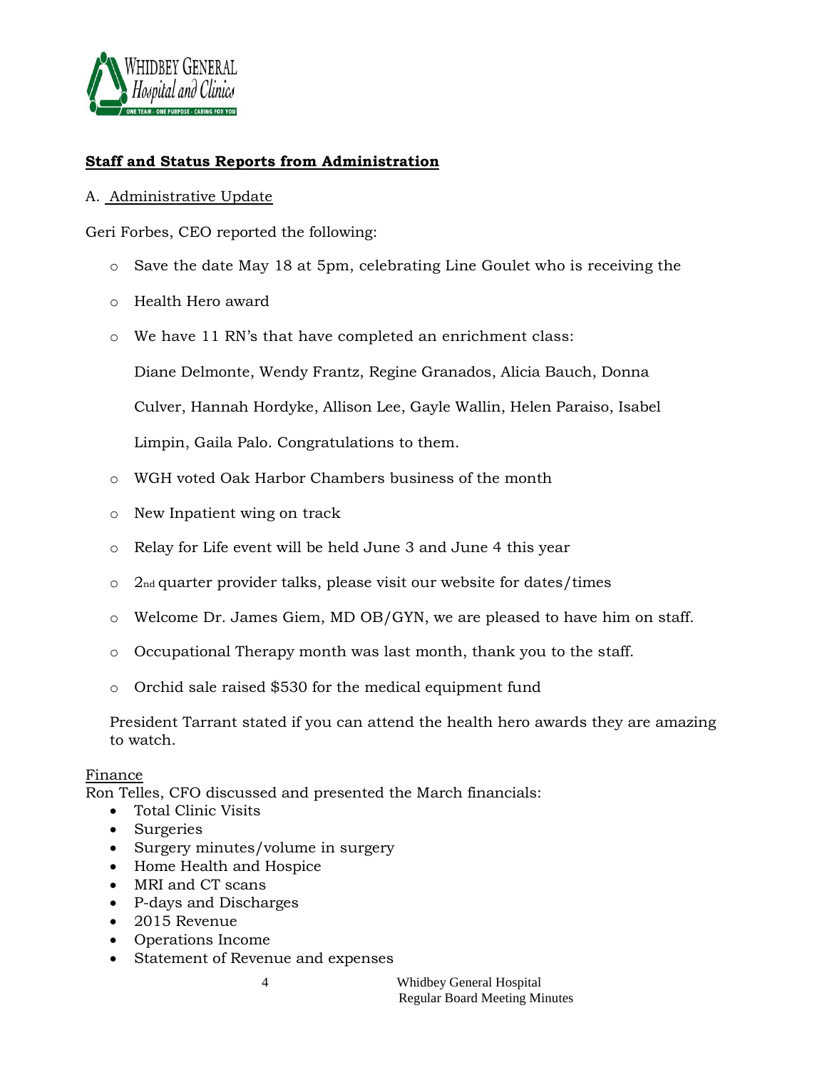## Staff and Status Reports from Administration

A. Administrative Update

Geri Forbes, CEO reported the following:

- Save the date May 18 at 5pm, celebrating Line Goulet who is receiving the
- Health Hero award
- We have 11 RN's that have completed an enrichment class:

  Diane Delmonte, Wendy Frantz, Regine Granados, Alicia Bauch, Donna Culver, Hannah Hordyke, Allison Lee, Gayle Wallin, Helen Paraiso, Isabel Limpin, Gaila Palo. Congratulations to them.
- WGH voted Oak Harbor Chambers business of the month
- New Inpatient wing on track
- Relay for Life event will be held June 3 and June 4 this year
- 2nd quarter provider talks, please visit our website for dates/times
- Welcome Dr. James Giem, MD OB/GYN, we are pleased to have him on staff.
- Occupational Therapy month was last month, thank you to the staff.
- Orchid sale raised $530 for the medical equipment fund

President Tarrant stated if you can attend the health hero awards they are amazing to watch.

Finance

Ron Telles, CFO discussed and presented the March financials:

- Total Clinic Visits
- Surgeries
- Surgery minutes/volume in surgery
- Home Health and Hospice
- MRI and CT scans
- P-days and Discharges
- 2015 Revenue
- Operations Income
- Statement of Revenue and expenses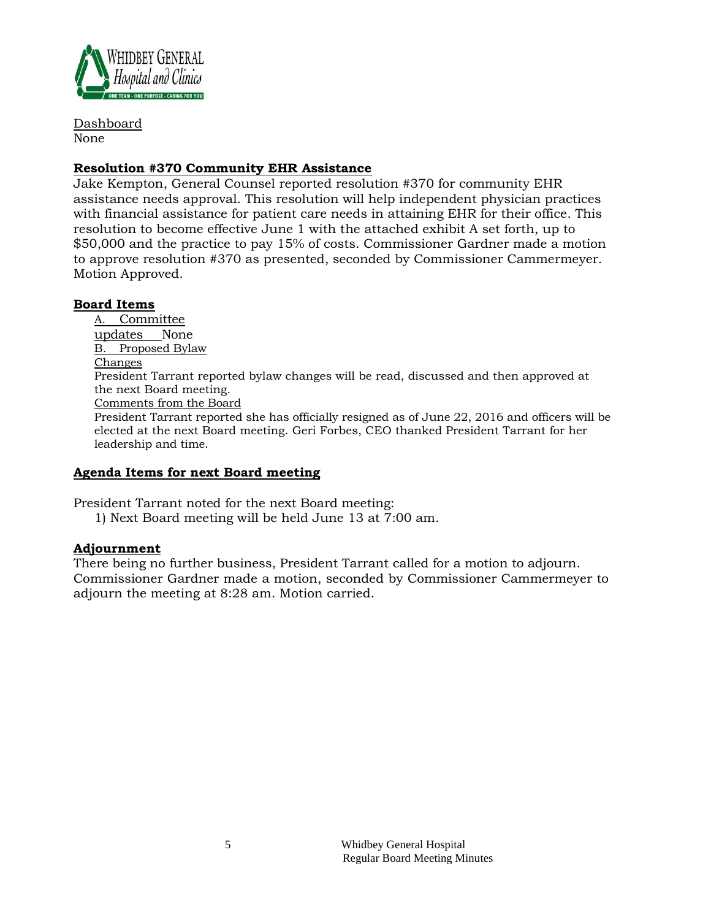Dashboard
None

**Resolution #370 Community EHR Assistance**

Jake Kempton, General Counsel reported resolution #370 for community EHR assistance needs approval. This resolution will help independent physician practices with financial assistance for patient care needs in attaining EHR for their office. This resolution to become effective June 1 with the attached exhibit A set forth, up to $50,000 and the practice to pay 15% of costs. Commissioner Gardner made a motion to approve resolution #370 as presented, seconded by Commissioner Cammermeyer. Motion Approved.

**Board Items**

A. Committee updates None

B. Proposed Bylaw Changes

President Tarrant reported bylaw changes will be read, discussed and then approved at the next Board meeting.

Comments from the Board

President Tarrant reported she has officially resigned as of June 22, 2016 and officers will be elected at the next Board meeting. Geri Forbes, CEO thanked President Tarrant for her leadership and time.

**Agenda Items for next Board meeting**

President Tarrant noted for the next Board meeting:

1) Next Board meeting will be held June 13 at 7:00 am.

**Adjournment**

There being no further business, President Tarrant called for a motion to adjourn. Commissioner Gardner made a motion, seconded by Commissioner Cammermeyer to adjourn the meeting at 8:28 am. Motion carried.